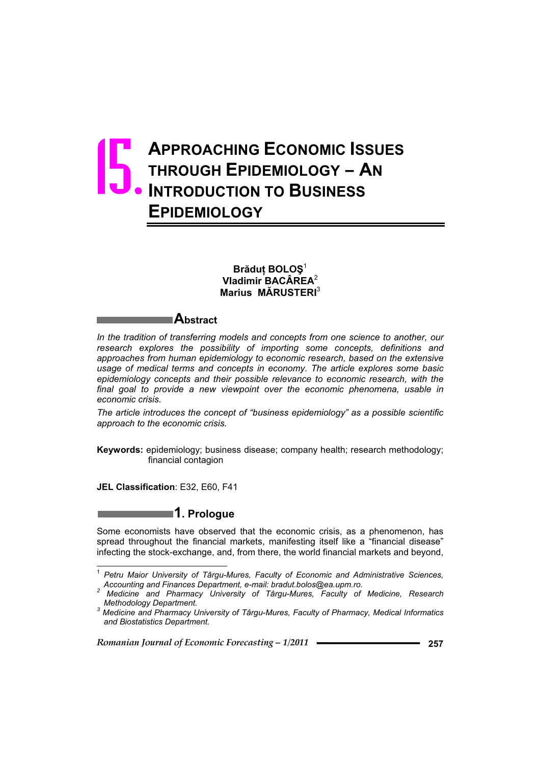# 15. APPROACHING ECONOMIC ISSUES THROUGH EPIDEMIOLOGY – AN INTRODUCTION TO BUSINESS EPIDEMIOLOGY

**Brăduț BOLOŞ**[1]
**Vladimir BACÂREA**[2]
**Marius MĂRUSTERI**[3]

## Abstract

*In the tradition of transferring models and concepts from one science to another, our research explores the possibility of importing some concepts, definitions and approaches from human epidemiology to economic research, based on the extensive usage of medical terms and concepts in economy. The article explores some basic epidemiology concepts and their possible relevance to economic research, with the final goal to provide a new viewpoint over the economic phenomena, usable in economic crisis.*

*The article introduces the concept of "business epidemiology" as a possible scientific approach to the economic crisis.*

**Keywords:** epidemiology; business disease; company health; research methodology; financial contagion

**JEL Classification**: E32, E60, F41

## 1. Prologue

Some economists have observed that the economic crisis, as a phenomenon, has spread throughout the financial markets, manifesting itself like a "financial disease" infecting the stock-exchange, and, from there, the world financial markets and beyond,

---

[1] *Petru Maior University of Târgu-Mures, Faculty of Economic and Administrative Sciences, Accounting and Finances Department, e-mail: bradut.bolos@ea.upm.ro.*

[2] *Medicine and Pharmacy University of Târgu-Mures, Faculty of Medicine, Research Methodology Department.*

[3] *Medicine and Pharmacy University of Târgu-Mures, Faculty of Pharmacy, Medical Informatics and Biostatistics Department.*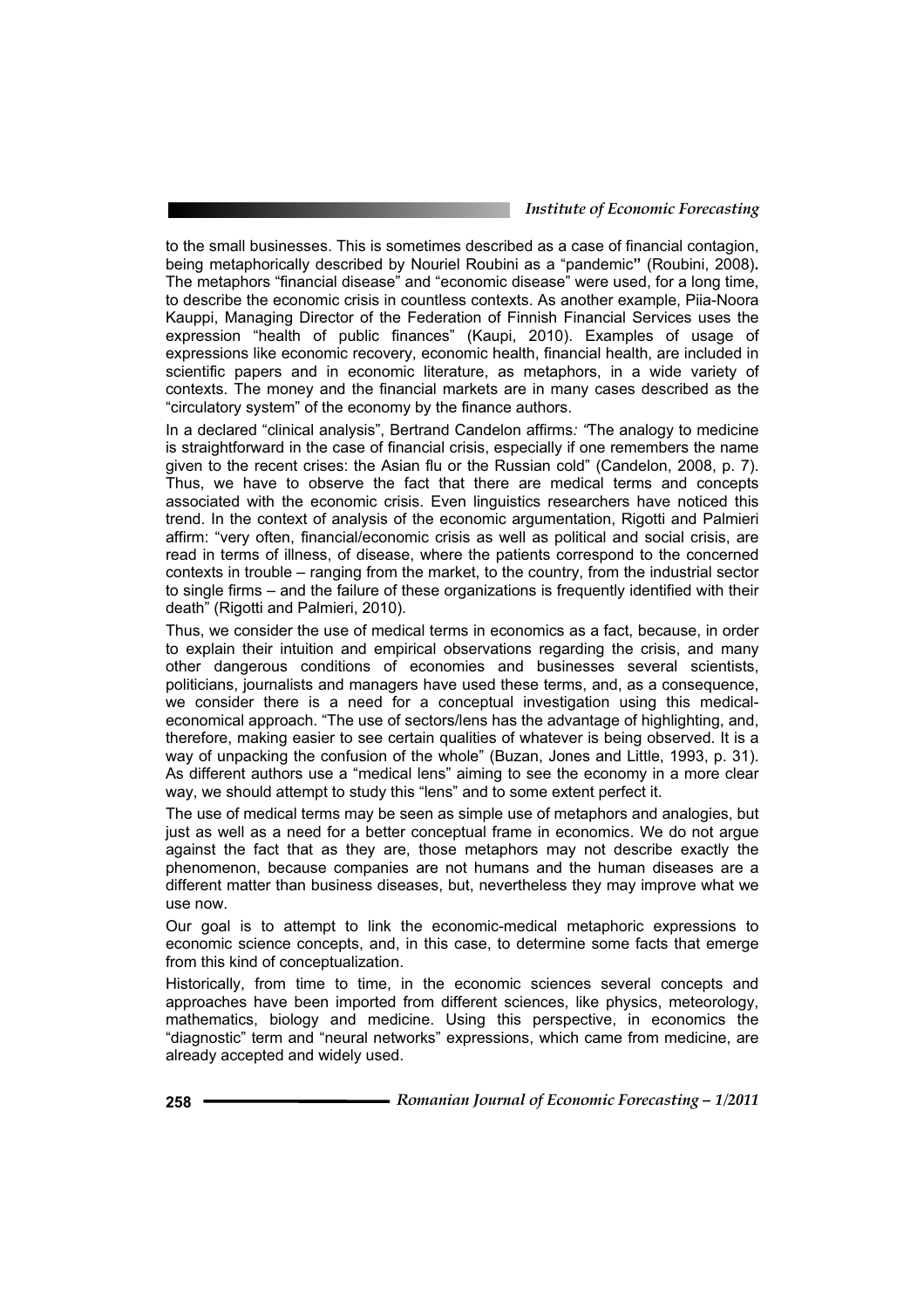to the small businesses. This is sometimes described as a case of financial contagion, being metaphorically described by Nouriel Roubini as a "pandemic" (Roubini, 2008). The metaphors "financial disease" and "economic disease" were used, for a long time, to describe the economic crisis in countless contexts. As another example, Piia-Noora Kauppi, Managing Director of the Federation of Finnish Financial Services uses the expression "health of public finances" (Kaupi, 2010). Examples of usage of expressions like economic recovery, economic health, financial health, are included in scientific papers and in economic literature, as metaphors, in a wide variety of contexts. The money and the financial markets are in many cases described as the "circulatory system" of the economy by the finance authors.

In a declared "clinical analysis", Bertrand Candelon affirms*: "*The analogy to medicine is straightforward in the case of financial crisis, especially if one remembers the name given to the recent crises: the Asian flu or the Russian cold" (Candelon, 2008, p. 7). Thus, we have to observe the fact that there are medical terms and concepts associated with the economic crisis. Even linguistics researchers have noticed this trend. In the context of analysis of the economic argumentation, Rigotti and Palmieri affirm: "very often, financial/economic crisis as well as political and social crisis, are read in terms of illness, of disease, where the patients correspond to the concerned contexts in trouble – ranging from the market, to the country, from the industrial sector to single firms – and the failure of these organizations is frequently identified with their death" (Rigotti and Palmieri, 2010).

Thus, we consider the use of medical terms in economics as a fact, because, in order to explain their intuition and empirical observations regarding the crisis, and many other dangerous conditions of economies and businesses several scientists, politicians, journalists and managers have used these terms, and, as a consequence, we consider there is a need for a conceptual investigation using this medical-economical approach. "The use of sectors/lens has the advantage of highlighting, and, therefore, making easier to see certain qualities of whatever is being observed. It is a way of unpacking the confusion of the whole" (Buzan, Jones and Little, 1993, p. 31). As different authors use a "medical lens" aiming to see the economy in a more clear way, we should attempt to study this "lens" and to some extent perfect it.

The use of medical terms may be seen as simple use of metaphors and analogies, but just as well as a need for a better conceptual frame in economics. We do not argue against the fact that as they are, those metaphors may not describe exactly the phenomenon, because companies are not humans and the human diseases are a different matter than business diseases, but, nevertheless they may improve what we use now.

Our goal is to attempt to link the economic-medical metaphoric expressions to economic science concepts, and, in this case, to determine some facts that emerge from this kind of conceptualization.

Historically, from time to time, in the economic sciences several concepts and approaches have been imported from different sciences, like physics, meteorology, mathematics, biology and medicine. Using this perspective, in economics the "diagnostic" term and "neural networks" expressions, which came from medicine, are already accepted and widely used.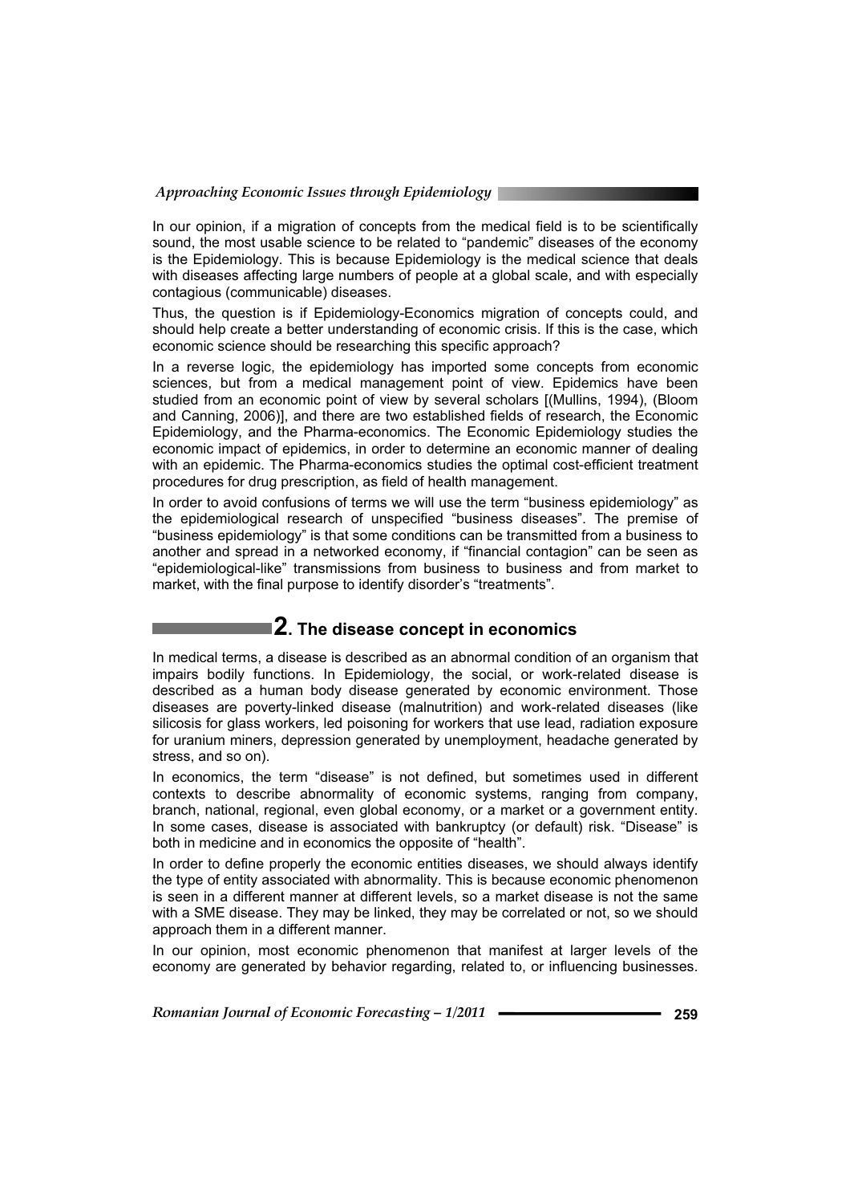In our opinion, if a migration of concepts from the medical field is to be scientifically sound, the most usable science to be related to "pandemic" diseases of the economy is the Epidemiology. This is because Epidemiology is the medical science that deals with diseases affecting large numbers of people at a global scale, and with especially contagious (communicable) diseases.

Thus, the question is if Epidemiology-Economics migration of concepts could, and should help create a better understanding of economic crisis. If this is the case, which economic science should be researching this specific approach?

In a reverse logic, the epidemiology has imported some concepts from economic sciences, but from a medical management point of view. Epidemics have been studied from an economic point of view by several scholars [(Mullins, 1994), (Bloom and Canning, 2006)], and there are two established fields of research, the Economic Epidemiology, and the Pharma-economics. The Economic Epidemiology studies the economic impact of epidemics, in order to determine an economic manner of dealing with an epidemic. The Pharma-economics studies the optimal cost-efficient treatment procedures for drug prescription, as field of health management.

In order to avoid confusions of terms we will use the term "business epidemiology" as the epidemiological research of unspecified "business diseases". The premise of "business epidemiology" is that some conditions can be transmitted from a business to another and spread in a networked economy, if "financial contagion" can be seen as "epidemiological-like" transmissions from business to business and from market to market, with the final purpose to identify disorder's "treatments".

## 2. The disease concept in economics

In medical terms, a disease is described as an abnormal condition of an organism that impairs bodily functions. In Epidemiology, the social, or work-related disease is described as a human body disease generated by economic environment. Those diseases are poverty-linked disease (malnutrition) and work-related diseases (like silicosis for glass workers, led poisoning for workers that use lead, radiation exposure for uranium miners, depression generated by unemployment, headache generated by stress, and so on).

In economics, the term "disease" is not defined, but sometimes used in different contexts to describe abnormality of economic systems, ranging from company, branch, national, regional, even global economy, or a market or a government entity. In some cases, disease is associated with bankruptcy (or default) risk. "Disease" is both in medicine and in economics the opposite of "health".

In order to define properly the economic entities diseases, we should always identify the type of entity associated with abnormality. This is because economic phenomenon is seen in a different manner at different levels, so a market disease is not the same with a SME disease. They may be linked, they may be correlated or not, so we should approach them in a different manner.

In our opinion, most economic phenomenon that manifest at larger levels of the economy are generated by behavior regarding, related to, or influencing businesses.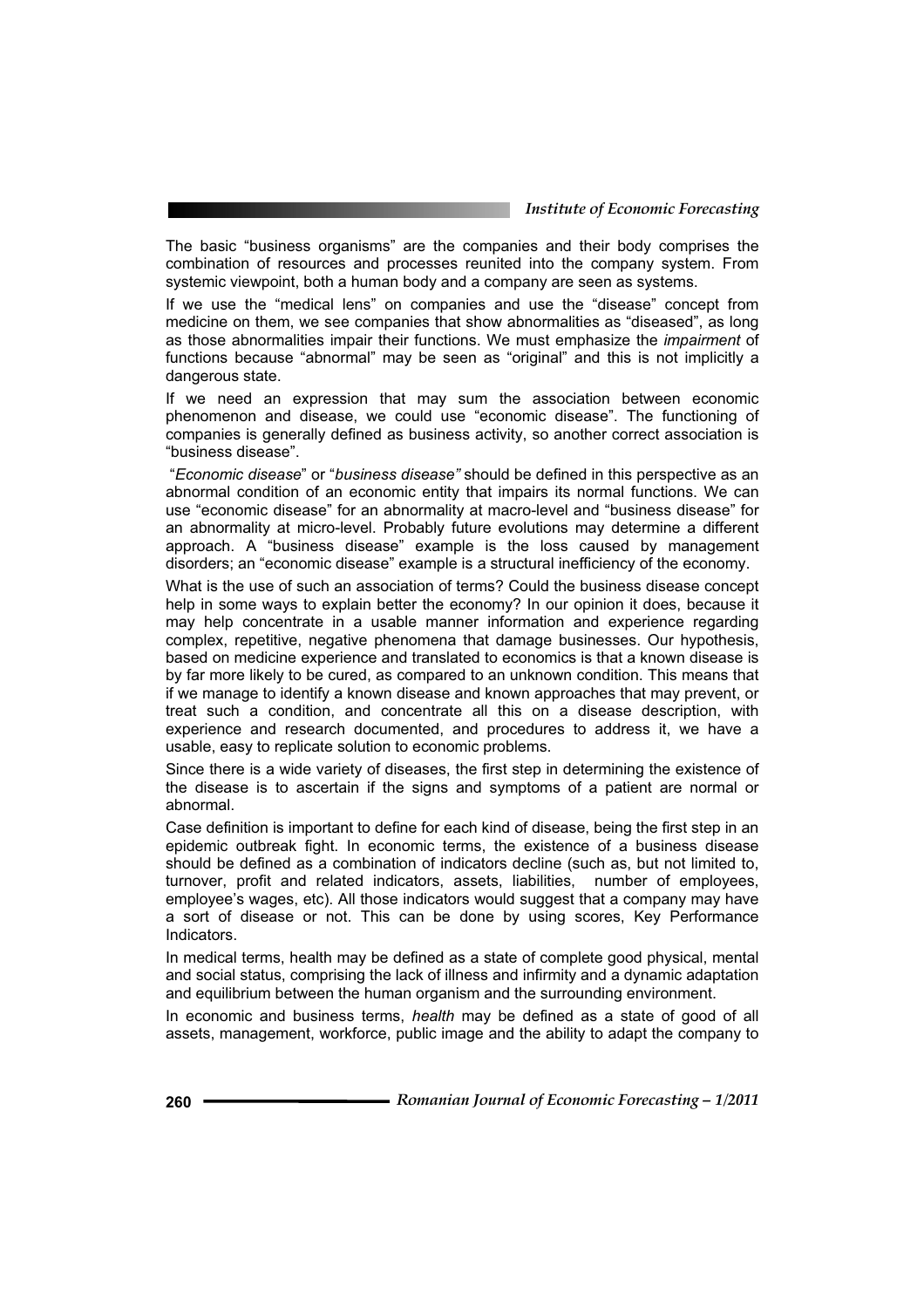The basic "business organisms" are the companies and their body comprises the combination of resources and processes reunited into the company system. From systemic viewpoint, both a human body and a company are seen as systems.

If we use the "medical lens" on companies and use the "disease" concept from medicine on them, we see companies that show abnormalities as "diseased", as long as those abnormalities impair their functions. We must emphasize the *impairment* of functions because "abnormal" may be seen as "original" and this is not implicitly a dangerous state.

If we need an expression that may sum the association between economic phenomenon and disease, we could use "economic disease". The functioning of companies is generally defined as business activity, so another correct association is "business disease".

"*Economic disease*" or "*business disease"* should be defined in this perspective as an abnormal condition of an economic entity that impairs its normal functions. We can use "economic disease" for an abnormality at macro-level and "business disease" for an abnormality at micro-level. Probably future evolutions may determine a different approach. A "business disease" example is the loss caused by management disorders; an "economic disease" example is a structural inefficiency of the economy.

What is the use of such an association of terms? Could the business disease concept help in some ways to explain better the economy? In our opinion it does, because it may help concentrate in a usable manner information and experience regarding complex, repetitive, negative phenomena that damage businesses. Our hypothesis, based on medicine experience and translated to economics is that a known disease is by far more likely to be cured, as compared to an unknown condition. This means that if we manage to identify a known disease and known approaches that may prevent, or treat such a condition, and concentrate all this on a disease description, with experience and research documented, and procedures to address it, we have a usable, easy to replicate solution to economic problems.

Since there is a wide variety of diseases, the first step in determining the existence of the disease is to ascertain if the signs and symptoms of a patient are normal or abnormal.

Case definition is important to define for each kind of disease, being the first step in an epidemic outbreak fight. In economic terms, the existence of a business disease should be defined as a combination of indicators decline (such as, but not limited to, turnover, profit and related indicators, assets, liabilities, number of employees, employee's wages, etc). All those indicators would suggest that a company may have a sort of disease or not. This can be done by using scores, Key Performance Indicators.

In medical terms, health may be defined as a state of complete good physical, mental and social status, comprising the lack of illness and infirmity and a dynamic adaptation and equilibrium between the human organism and the surrounding environment.

In economic and business terms, *health* may be defined as a state of good of all assets, management, workforce, public image and the ability to adapt the company to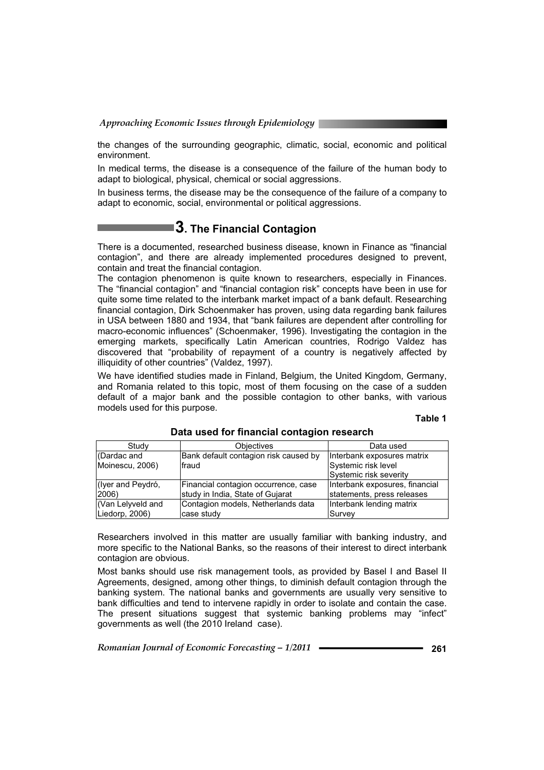the changes of the surrounding geographic, climatic, social, economic and political environment.

In medical terms, the disease is a consequence of the failure of the human body to adapt to biological, physical, chemical or social aggressions.

In business terms, the disease may be the consequence of the failure of a company to adapt to economic, social, environmental or political aggressions.

## 3. The Financial Contagion

There is a documented, researched business disease, known in Finance as "financial contagion", and there are already implemented procedures designed to prevent, contain and treat the financial contagion.

The contagion phenomenon is quite known to researchers, especially in Finances. The "financial contagion" and "financial contagion risk" concepts have been in use for quite some time related to the interbank market impact of a bank default. Researching financial contagion, Dirk Schoenmaker has proven, using data regarding bank failures in USA between 1880 and 1934, that "bank failures are dependent after controlling for macro-economic influences" (Schoenmaker, 1996). Investigating the contagion in the emerging markets, specifically Latin American countries, Rodrigo Valdez has discovered that "probability of repayment of a country is negatively affected by illiquidity of other countries" (Valdez, 1997).

We have identified studies made in Finland, Belgium, the United Kingdom, Germany, and Romania related to this topic, most of them focusing on the case of a sudden default of a major bank and the possible contagion to other banks, with various models used for this purpose.

**Table 1**

**Data used for financial contagion research**

| Study | Objectives | Data used |
|---|---|---|
| (Dardac and Moinescu, 2006) | Bank default contagion risk caused by fraud | Interbank exposures matrix<br>Systemic risk level<br>Systemic risk severity |
| (Iyer and Peydró, 2006) | Financial contagion occurrence, case study in India, State of Gujarat | Interbank exposures, financial statements, press releases |
| (Van Lelyveld and Liedorp, 2006) | Contagion models, Netherlands data case study | Interbank lending matrix<br>Survey |

Researchers involved in this matter are usually familiar with banking industry, and more specific to the National Banks, so the reasons of their interest to direct interbank contagion are obvious.

Most banks should use risk management tools, as provided by Basel I and Basel II Agreements, designed, among other things, to diminish default contagion through the banking system. The national banks and governments are usually very sensitive to bank difficulties and tend to intervene rapidly in order to isolate and contain the case. The present situations suggest that systemic banking problems may "infect" governments as well (the 2010 Ireland case).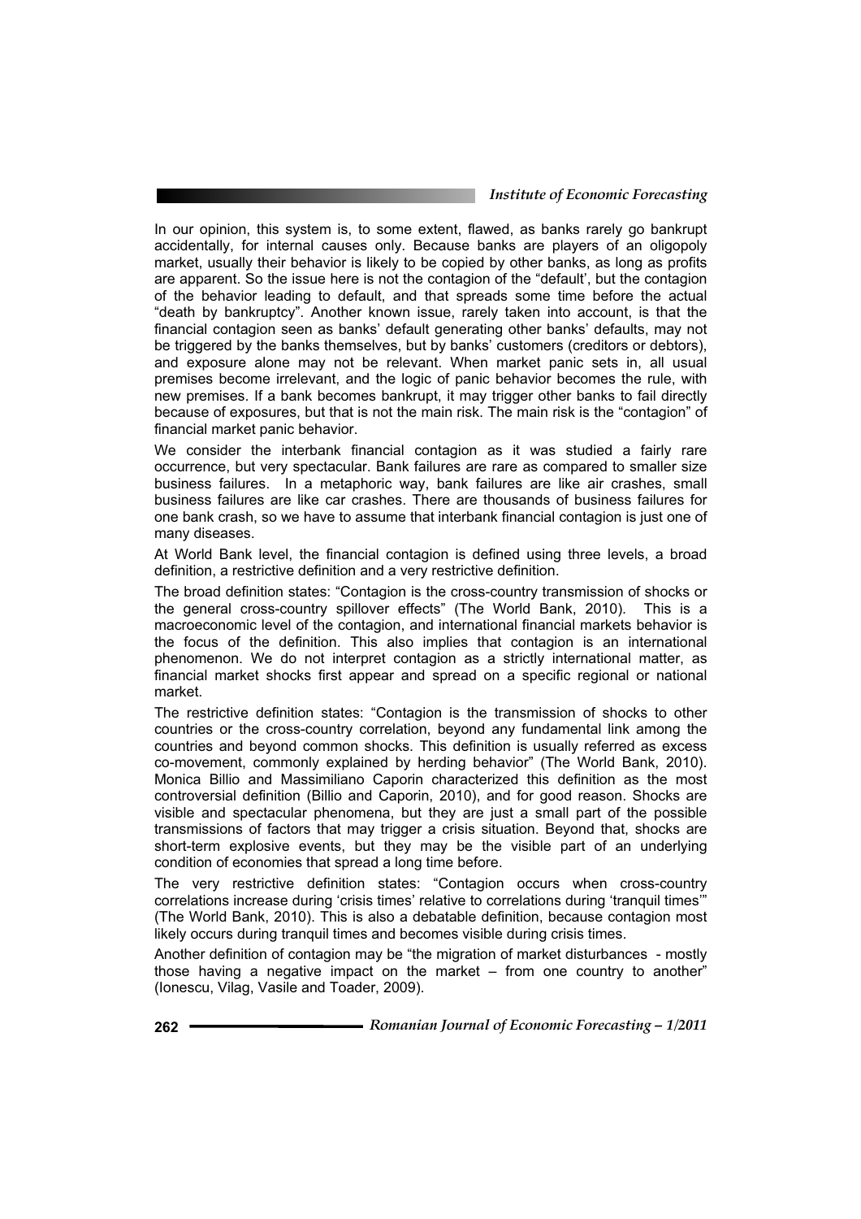In our opinion, this system is, to some extent, flawed, as banks rarely go bankrupt accidentally, for internal causes only. Because banks are players of an oligopoly market, usually their behavior is likely to be copied by other banks, as long as profits are apparent. So the issue here is not the contagion of the "default', but the contagion of the behavior leading to default, and that spreads some time before the actual "death by bankruptcy". Another known issue, rarely taken into account, is that the financial contagion seen as banks' default generating other banks' defaults, may not be triggered by the banks themselves, but by banks' customers (creditors or debtors), and exposure alone may not be relevant. When market panic sets in, all usual premises become irrelevant, and the logic of panic behavior becomes the rule, with new premises. If a bank becomes bankrupt, it may trigger other banks to fail directly because of exposures, but that is not the main risk. The main risk is the "contagion" of financial market panic behavior.

We consider the interbank financial contagion as it was studied a fairly rare occurrence, but very spectacular. Bank failures are rare as compared to smaller size business failures. In a metaphoric way, bank failures are like air crashes, small business failures are like car crashes. There are thousands of business failures for one bank crash, so we have to assume that interbank financial contagion is just one of many diseases.

At World Bank level, the financial contagion is defined using three levels, a broad definition, a restrictive definition and a very restrictive definition.

The broad definition states: "Contagion is the cross-country transmission of shocks or the general cross-country spillover effects" (The World Bank, 2010). This is a macroeconomic level of the contagion, and international financial markets behavior is the focus of the definition. This also implies that contagion is an international phenomenon. We do not interpret contagion as a strictly international matter, as financial market shocks first appear and spread on a specific regional or national market.

The restrictive definition states: "Contagion is the transmission of shocks to other countries or the cross-country correlation, beyond any fundamental link among the countries and beyond common shocks. This definition is usually referred as excess co-movement, commonly explained by herding behavior" (The World Bank, 2010). Monica Billio and Massimiliano Caporin characterized this definition as the most controversial definition (Billio and Caporin, 2010), and for good reason. Shocks are visible and spectacular phenomena, but they are just a small part of the possible transmissions of factors that may trigger a crisis situation. Beyond that, shocks are short-term explosive events, but they may be the visible part of an underlying condition of economies that spread a long time before.

The very restrictive definition states: "Contagion occurs when cross-country correlations increase during 'crisis times' relative to correlations during 'tranquil times'" (The World Bank, 2010). This is also a debatable definition, because contagion most likely occurs during tranquil times and becomes visible during crisis times.

Another definition of contagion may be "the migration of market disturbances - mostly those having a negative impact on the market – from one country to another" (Ionescu, Vilag, Vasile and Toader, 2009).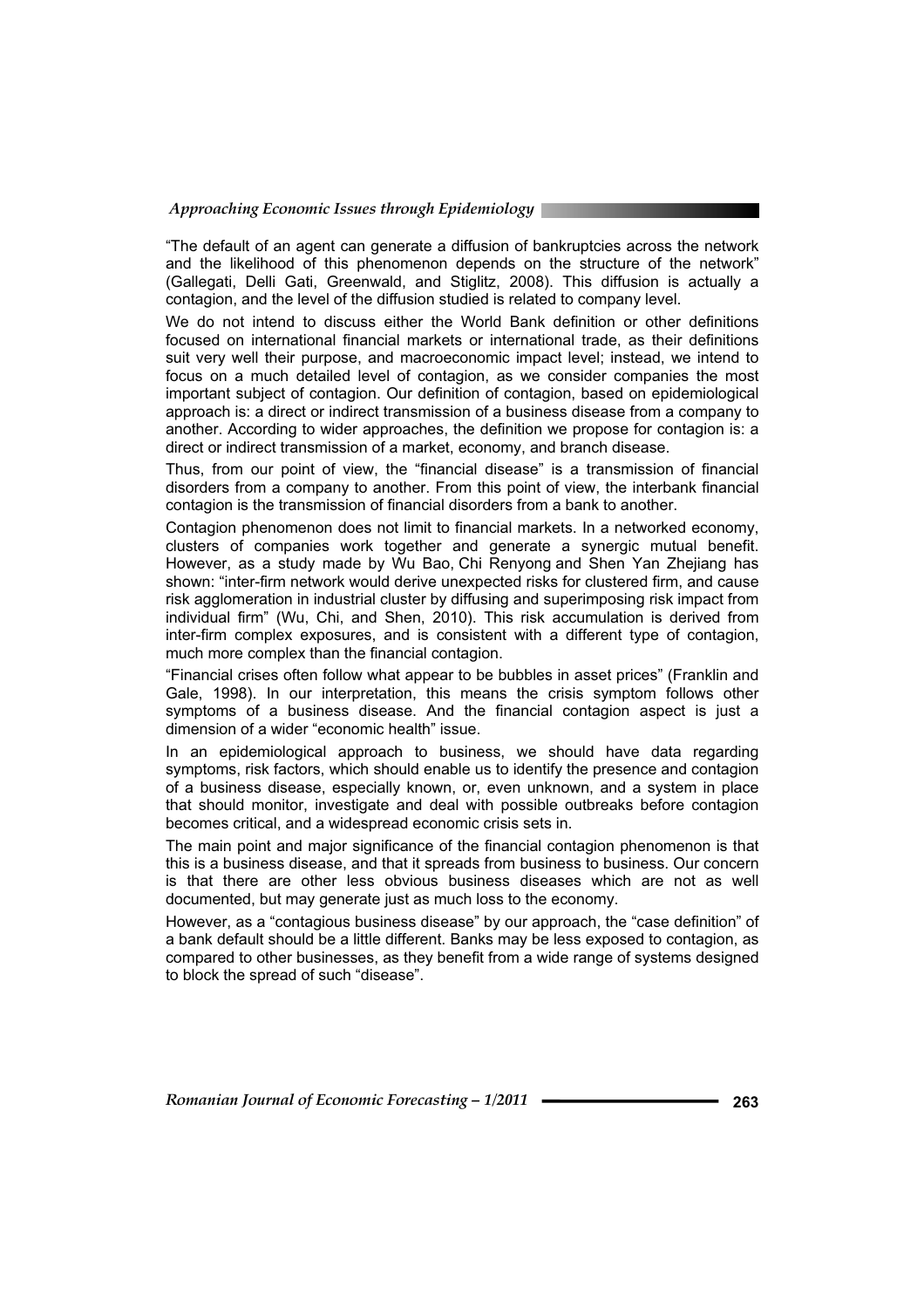"The default of an agent can generate a diffusion of bankruptcies across the network and the likelihood of this phenomenon depends on the structure of the network" (Gallegati, Delli Gati, Greenwald, and Stiglitz, 2008). This diffusion is actually a contagion, and the level of the diffusion studied is related to company level.

We do not intend to discuss either the World Bank definition or other definitions focused on international financial markets or international trade, as their definitions suit very well their purpose, and macroeconomic impact level; instead, we intend to focus on a much detailed level of contagion, as we consider companies the most important subject of contagion. Our definition of contagion, based on epidemiological approach is: a direct or indirect transmission of a business disease from a company to another. According to wider approaches, the definition we propose for contagion is: a direct or indirect transmission of a market, economy, and branch disease.

Thus, from our point of view, the "financial disease" is a transmission of financial disorders from a company to another. From this point of view, the interbank financial contagion is the transmission of financial disorders from a bank to another.

Contagion phenomenon does not limit to financial markets. In a networked economy, clusters of companies work together and generate a synergic mutual benefit. However, as a study made by Wu Bao, Chi Renyong and Shen Yan Zhejiang has shown: "inter-firm network would derive unexpected risks for clustered firm, and cause risk agglomeration in industrial cluster by diffusing and superimposing risk impact from individual firm" (Wu, Chi, and Shen, 2010). This risk accumulation is derived from inter-firm complex exposures, and is consistent with a different type of contagion, much more complex than the financial contagion.

"Financial crises often follow what appear to be bubbles in asset prices" (Franklin and Gale, 1998). In our interpretation, this means the crisis symptom follows other symptoms of a business disease. And the financial contagion aspect is just a dimension of a wider "economic health" issue.

In an epidemiological approach to business, we should have data regarding symptoms, risk factors, which should enable us to identify the presence and contagion of a business disease, especially known, or, even unknown, and a system in place that should monitor, investigate and deal with possible outbreaks before contagion becomes critical, and a widespread economic crisis sets in.

The main point and major significance of the financial contagion phenomenon is that this is a business disease, and that it spreads from business to business. Our concern is that there are other less obvious business diseases which are not as well documented, but may generate just as much loss to the economy.

However, as a "contagious business disease" by our approach, the "case definition" of a bank default should be a little different. Banks may be less exposed to contagion, as compared to other businesses, as they benefit from a wide range of systems designed to block the spread of such "disease".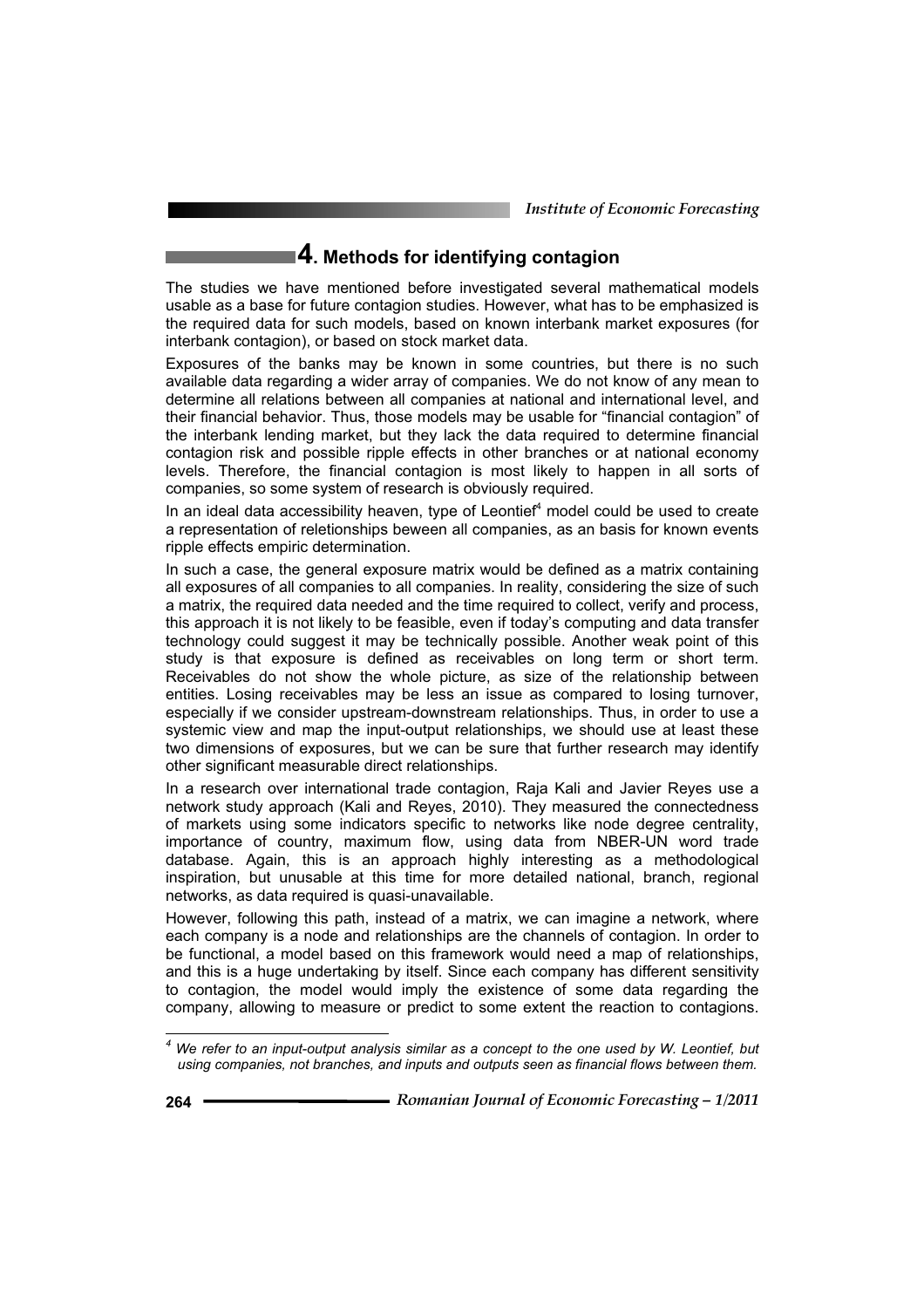## 4. Methods for identifying contagion

The studies we have mentioned before investigated several mathematical models usable as a base for future contagion studies. However, what has to be emphasized is the required data for such models, based on known interbank market exposures (for interbank contagion), or based on stock market data.

Exposures of the banks may be known in some countries, but there is no such available data regarding a wider array of companies. We do not know of any mean to determine all relations between all companies at national and international level, and their financial behavior. Thus, those models may be usable for "financial contagion" of the interbank lending market, but they lack the data required to determine financial contagion risk and possible ripple effects in other branches or at national economy levels. Therefore, the financial contagion is most likely to happen in all sorts of companies, so some system of research is obviously required.

In an ideal data accessibility heaven, type of Leontief[4] model could be used to create a representation of reletionships beween all companies, as an basis for known events ripple effects empiric determination.

In such a case, the general exposure matrix would be defined as a matrix containing all exposures of all companies to all companies. In reality, considering the size of such a matrix, the required data needed and the time required to collect, verify and process, this approach it is not likely to be feasible, even if today's computing and data transfer technology could suggest it may be technically possible. Another weak point of this study is that exposure is defined as receivables on long term or short term. Receivables do not show the whole picture, as size of the relationship between entities. Losing receivables may be less an issue as compared to losing turnover, especially if we consider upstream-downstream relationships. Thus, in order to use a systemic view and map the input-output relationships, we should use at least these two dimensions of exposures, but we can be sure that further research may identify other significant measurable direct relationships.

In a research over international trade contagion, Raja Kali and Javier Reyes use a network study approach (Kali and Reyes, 2010). They measured the connectedness of markets using some indicators specific to networks like node degree centrality, importance of country, maximum flow, using data from NBER-UN word trade database. Again, this is an approach highly interesting as a methodological inspiration, but unusable at this time for more detailed national, branch, regional networks, as data required is quasi-unavailable.

However, following this path, instead of a matrix, we can imagine a network, where each company is a node and relationships are the channels of contagion. In order to be functional, a model based on this framework would need a map of relationships, and this is a huge undertaking by itself. Since each company has different sensitivity to contagion, the model would imply the existence of some data regarding the company, allowing to measure or predict to some extent the reaction to contagions.

---

[4] *We refer to an input-output analysis similar as a concept to the one used by W. Leontief, but using companies, not branches, and inputs and outputs seen as financial flows between them.*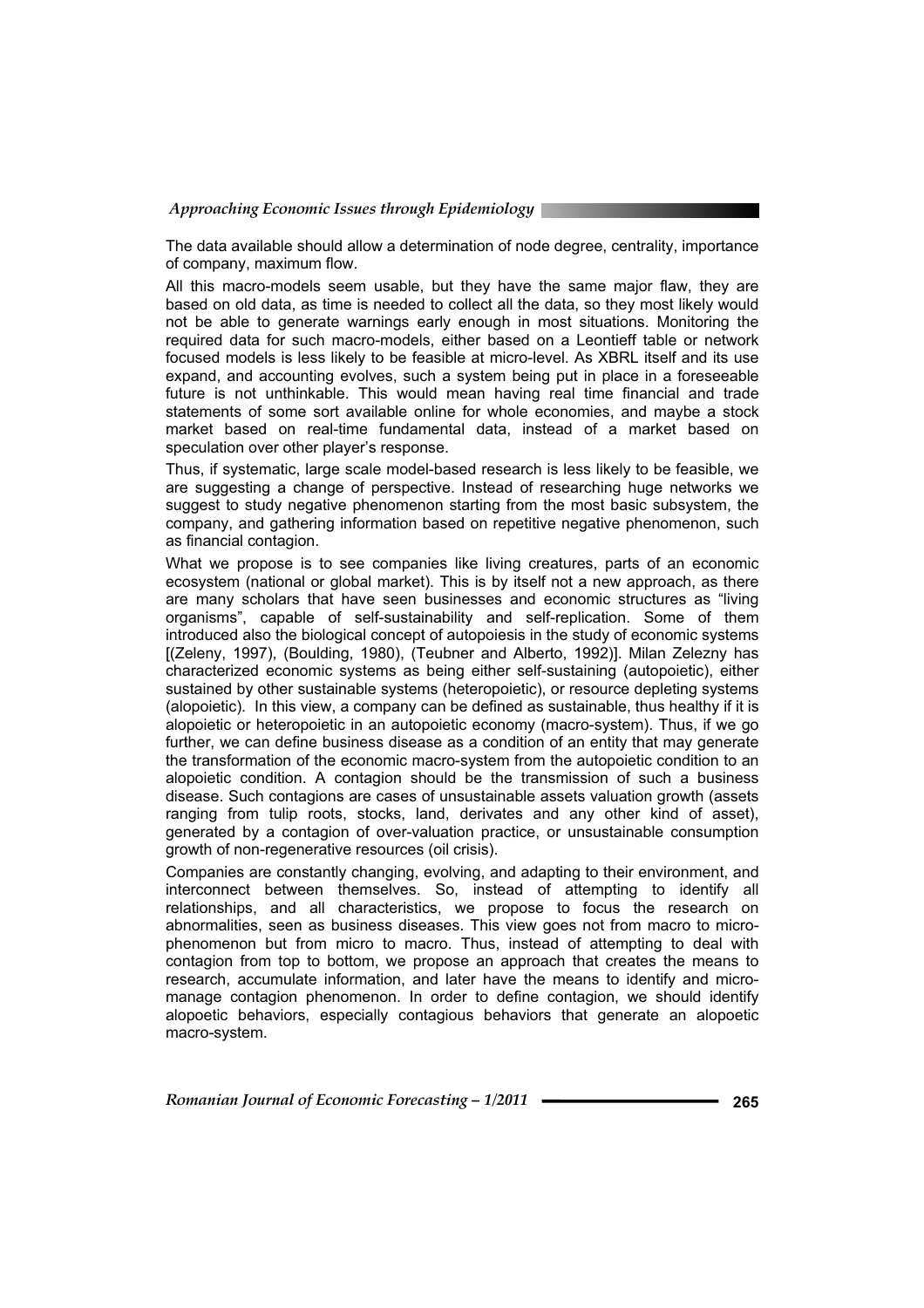The data available should allow a determination of node degree, centrality, importance of company, maximum flow.

All this macro-models seem usable, but they have the same major flaw, they are based on old data, as time is needed to collect all the data, so they most likely would not be able to generate warnings early enough in most situations. Monitoring the required data for such macro-models, either based on a Leontieff table or network focused models is less likely to be feasible at micro-level. As XBRL itself and its use expand, and accounting evolves, such a system being put in place in a foreseeable future is not unthinkable. This would mean having real time financial and trade statements of some sort available online for whole economies, and maybe a stock market based on real-time fundamental data, instead of a market based on speculation over other player's response.

Thus, if systematic, large scale model-based research is less likely to be feasible, we are suggesting a change of perspective. Instead of researching huge networks we suggest to study negative phenomenon starting from the most basic subsystem, the company, and gathering information based on repetitive negative phenomenon, such as financial contagion.

What we propose is to see companies like living creatures, parts of an economic ecosystem (national or global market). This is by itself not a new approach, as there are many scholars that have seen businesses and economic structures as "living organisms", capable of self-sustainability and self-replication. Some of them introduced also the biological concept of autopoiesis in the study of economic systems [(Zeleny, 1997), (Boulding, 1980), (Teubner and Alberto, 1992)]. Milan Zelezny has characterized economic systems as being either self-sustaining (autopoietic), either sustained by other sustainable systems (heteropoietic), or resource depleting systems (alopoietic). In this view, a company can be defined as sustainable, thus healthy if it is alopoietic or heteropoietic in an autopoietic economy (macro-system). Thus, if we go further, we can define business disease as a condition of an entity that may generate the transformation of the economic macro-system from the autopoietic condition to an alopoietic condition. A contagion should be the transmission of such a business disease. Such contagions are cases of unsustainable assets valuation growth (assets ranging from tulip roots, stocks, land, derivates and any other kind of asset), generated by a contagion of over-valuation practice, or unsustainable consumption growth of non-regenerative resources (oil crisis).

Companies are constantly changing, evolving, and adapting to their environment, and interconnect between themselves. So, instead of attempting to identify all relationships, and all characteristics, we propose to focus the research on abnormalities, seen as business diseases. This view goes not from macro to micro-phenomenon but from micro to macro. Thus, instead of attempting to deal with contagion from top to bottom, we propose an approach that creates the means to research, accumulate information, and later have the means to identify and micro-manage contagion phenomenon. In order to define contagion, we should identify alopoetic behaviors, especially contagious behaviors that generate an alopoetic macro-system.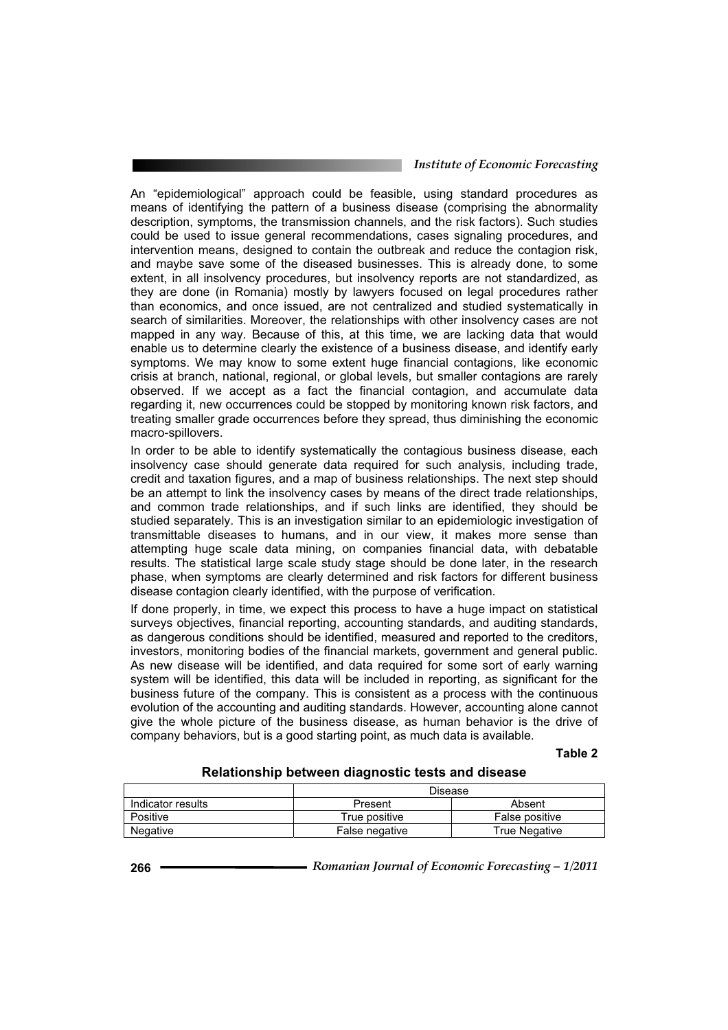An "epidemiological" approach could be feasible, using standard procedures as means of identifying the pattern of a business disease (comprising the abnormality description, symptoms, the transmission channels, and the risk factors). Such studies could be used to issue general recommendations, cases signaling procedures, and intervention means, designed to contain the outbreak and reduce the contagion risk, and maybe save some of the diseased businesses. This is already done, to some extent, in all insolvency procedures, but insolvency reports are not standardized, as they are done (in Romania) mostly by lawyers focused on legal procedures rather than economics, and once issued, are not centralized and studied systematically in search of similarities. Moreover, the relationships with other insolvency cases are not mapped in any way. Because of this, at this time, we are lacking data that would enable us to determine clearly the existence of a business disease, and identify early symptoms. We may know to some extent huge financial contagions, like economic crisis at branch, national, regional, or global levels, but smaller contagions are rarely observed. If we accept as a fact the financial contagion, and accumulate data regarding it, new occurrences could be stopped by monitoring known risk factors, and treating smaller grade occurrences before they spread, thus diminishing the economic macro-spillovers.

In order to be able to identify systematically the contagious business disease, each insolvency case should generate data required for such analysis, including trade, credit and taxation figures, and a map of business relationships. The next step should be an attempt to link the insolvency cases by means of the direct trade relationships, and common trade relationships, and if such links are identified, they should be studied separately. This is an investigation similar to an epidemiologic investigation of transmittable diseases to humans, and in our view, it makes more sense than attempting huge scale data mining, on companies financial data, with debatable results. The statistical large scale study stage should be done later, in the research phase, when symptoms are clearly determined and risk factors for different business disease contagion clearly identified, with the purpose of verification.

If done properly, in time, we expect this process to have a huge impact on statistical surveys objectives, financial reporting, accounting standards, and auditing standards, as dangerous conditions should be identified, measured and reported to the creditors, investors, monitoring bodies of the financial markets, government and general public. As new disease will be identified, and data required for some sort of early warning system will be identified, this data will be included in reporting, as significant for the business future of the company. This is consistent as a process with the continuous evolution of the accounting and auditing standards. However, accounting alone cannot give the whole picture of the business disease, as human behavior is the drive of company behaviors, but is a good starting point, as much data is available.

**Table 2**

**Relationship between diagnostic tests and disease**

| | Disease | |
|---|---|---|
| Indicator results | Present | Absent |
| Positive | True positive | False positive |
| Negative | False negative | True Negative |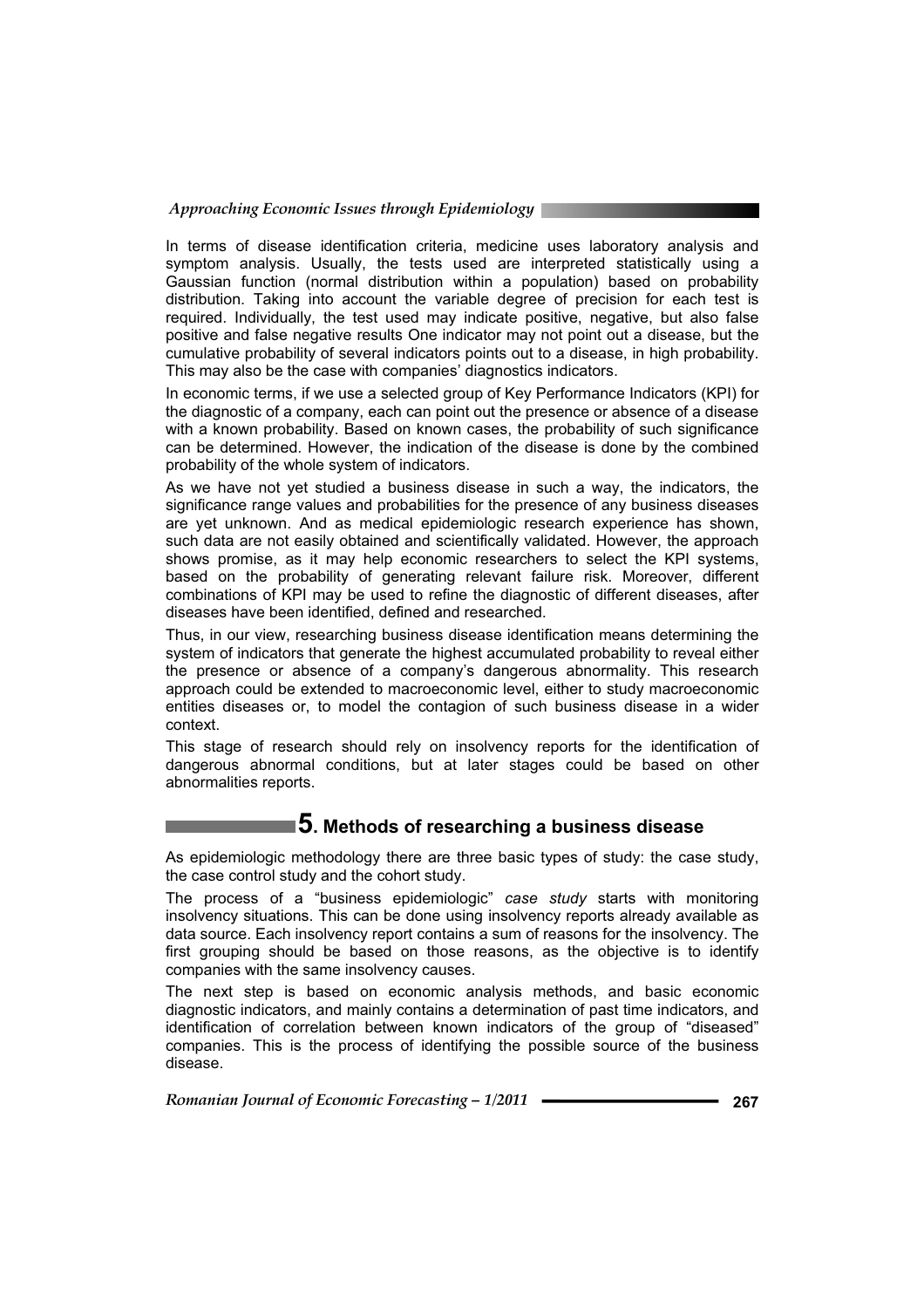In terms of disease identification criteria, medicine uses laboratory analysis and symptom analysis. Usually, the tests used are interpreted statistically using a Gaussian function (normal distribution within a population) based on probability distribution. Taking into account the variable degree of precision for each test is required. Individually, the test used may indicate positive, negative, but also false positive and false negative results One indicator may not point out a disease, but the cumulative probability of several indicators points out to a disease, in high probability. This may also be the case with companies' diagnostics indicators.

In economic terms, if we use a selected group of Key Performance Indicators (KPI) for the diagnostic of a company, each can point out the presence or absence of a disease with a known probability. Based on known cases, the probability of such significance can be determined. However, the indication of the disease is done by the combined probability of the whole system of indicators.

As we have not yet studied a business disease in such a way, the indicators, the significance range values and probabilities for the presence of any business diseases are yet unknown. And as medical epidemiologic research experience has shown, such data are not easily obtained and scientifically validated. However, the approach shows promise, as it may help economic researchers to select the KPI systems, based on the probability of generating relevant failure risk. Moreover, different combinations of KPI may be used to refine the diagnostic of different diseases, after diseases have been identified, defined and researched.

Thus, in our view, researching business disease identification means determining the system of indicators that generate the highest accumulated probability to reveal either the presence or absence of a company's dangerous abnormality. This research approach could be extended to macroeconomic level, either to study macroeconomic entities diseases or, to model the contagion of such business disease in a wider context.

This stage of research should rely on insolvency reports for the identification of dangerous abnormal conditions, but at later stages could be based on other abnormalities reports.

## 5. Methods of researching a business disease

As epidemiologic methodology there are three basic types of study: the case study, the case control study and the cohort study.

The process of a "business epidemiologic" *case study* starts with monitoring insolvency situations. This can be done using insolvency reports already available as data source. Each insolvency report contains a sum of reasons for the insolvency. The first grouping should be based on those reasons, as the objective is to identify companies with the same insolvency causes.

The next step is based on economic analysis methods, and basic economic diagnostic indicators, and mainly contains a determination of past time indicators, and identification of correlation between known indicators of the group of "diseased" companies. This is the process of identifying the possible source of the business disease.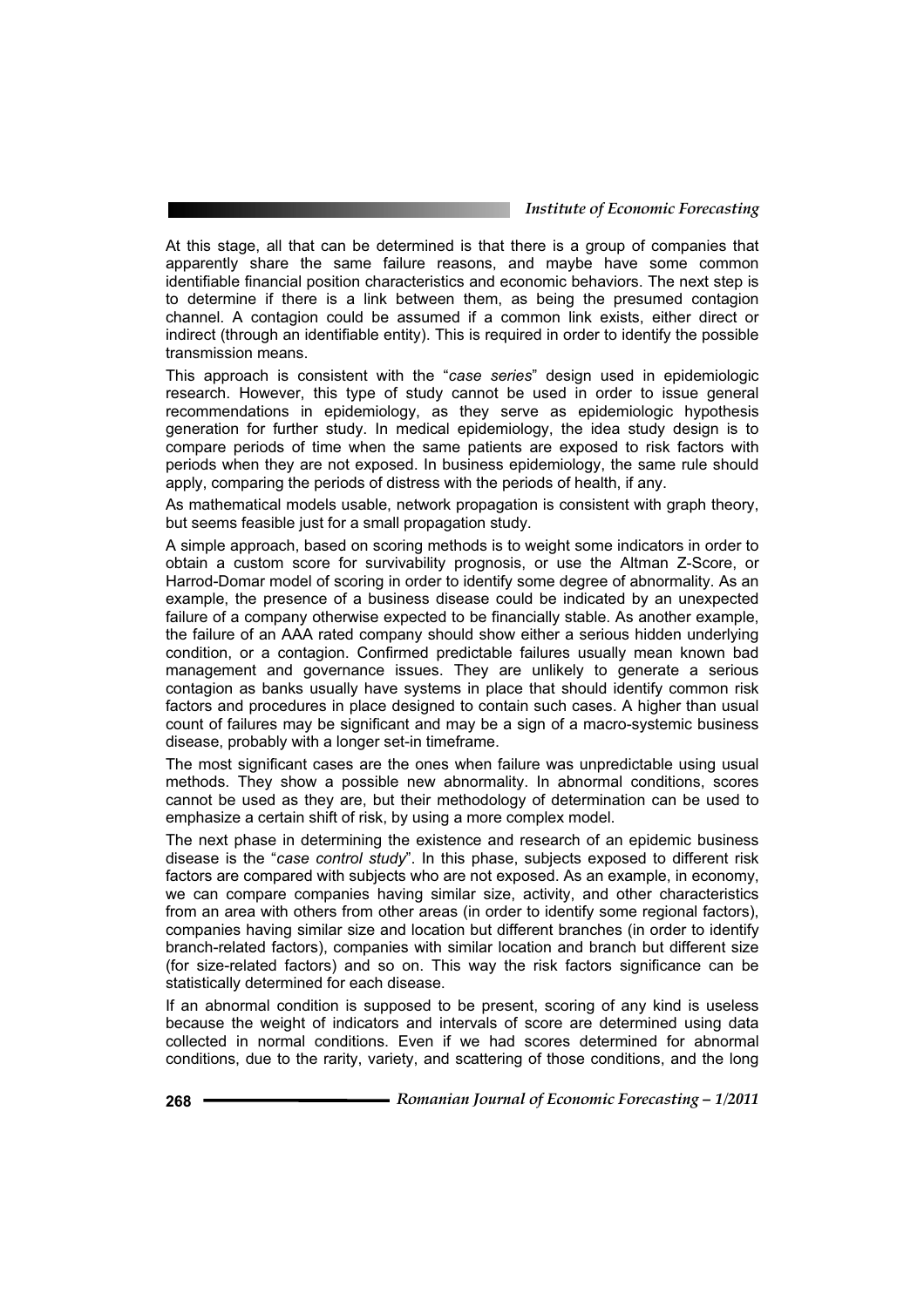At this stage, all that can be determined is that there is a group of companies that apparently share the same failure reasons, and maybe have some common identifiable financial position characteristics and economic behaviors. The next step is to determine if there is a link between them, as being the presumed contagion channel. A contagion could be assumed if a common link exists, either direct or indirect (through an identifiable entity). This is required in order to identify the possible transmission means.

This approach is consistent with the "*case series*" design used in epidemiologic research. However, this type of study cannot be used in order to issue general recommendations in epidemiology, as they serve as epidemiologic hypothesis generation for further study. In medical epidemiology, the idea study design is to compare periods of time when the same patients are exposed to risk factors with periods when they are not exposed. In business epidemiology, the same rule should apply, comparing the periods of distress with the periods of health, if any.

As mathematical models usable, network propagation is consistent with graph theory, but seems feasible just for a small propagation study.

A simple approach, based on scoring methods is to weight some indicators in order to obtain a custom score for survivability prognosis, or use the Altman Z-Score, or Harrod-Domar model of scoring in order to identify some degree of abnormality. As an example, the presence of a business disease could be indicated by an unexpected failure of a company otherwise expected to be financially stable. As another example, the failure of an AAA rated company should show either a serious hidden underlying condition, or a contagion. Confirmed predictable failures usually mean known bad management and governance issues. They are unlikely to generate a serious contagion as banks usually have systems in place that should identify common risk factors and procedures in place designed to contain such cases. A higher than usual count of failures may be significant and may be a sign of a macro-systemic business disease, probably with a longer set-in timeframe.

The most significant cases are the ones when failure was unpredictable using usual methods. They show a possible new abnormality. In abnormal conditions, scores cannot be used as they are, but their methodology of determination can be used to emphasize a certain shift of risk, by using a more complex model.

The next phase in determining the existence and research of an epidemic business disease is the "*case control study*". In this phase, subjects exposed to different risk factors are compared with subjects who are not exposed. As an example, in economy, we can compare companies having similar size, activity, and other characteristics from an area with others from other areas (in order to identify some regional factors), companies having similar size and location but different branches (in order to identify branch-related factors), companies with similar location and branch but different size (for size-related factors) and so on. This way the risk factors significance can be statistically determined for each disease.

If an abnormal condition is supposed to be present, scoring of any kind is useless because the weight of indicators and intervals of score are determined using data collected in normal conditions. Even if we had scores determined for abnormal conditions, due to the rarity, variety, and scattering of those conditions, and the long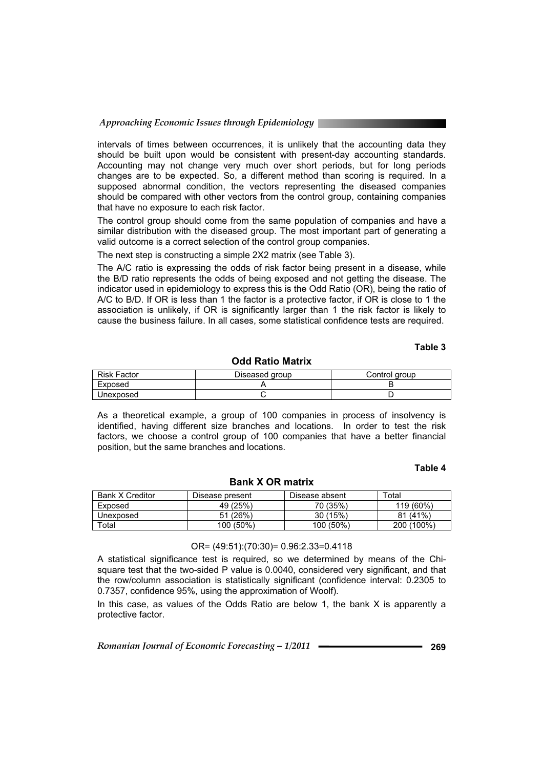intervals of times between occurrences, it is unlikely that the accounting data they should be built upon would be consistent with present-day accounting standards. Accounting may not change very much over short periods, but for long periods changes are to be expected. So, a different method than scoring is required. In a supposed abnormal condition, the vectors representing the diseased companies should be compared with other vectors from the control group, containing companies that have no exposure to each risk factor.

The control group should come from the same population of companies and have a similar distribution with the diseased group. The most important part of generating a valid outcome is a correct selection of the control group companies.

The next step is constructing a simple 2X2 matrix (see Table 3).

The A/C ratio is expressing the odds of risk factor being present in a disease, while the B/D ratio represents the odds of being exposed and not getting the disease. The indicator used in epidemiology to express this is the Odd Ratio (OR), being the ratio of A/C to B/D. If OR is less than 1 the factor is a protective factor, if OR is close to 1 the association is unlikely, if OR is significantly larger than 1 the risk factor is likely to cause the business failure. In all cases, some statistical confidence tests are required.

**Table 3**

**Odd Ratio Matrix**

| Risk Factor | Diseased group | Control group |
|---|---|---|
| Exposed | A | B |
| Unexposed | C | D |

As a theoretical example, a group of 100 companies in process of insolvency is identified, having different size branches and locations. In order to test the risk factors, we choose a control group of 100 companies that have a better financial position, but the same branches and locations.

**Table 4**

**Bank X OR matrix**

| Bank X Creditor | Disease present | Disease absent | Total |
|---|---|---|---|
| Exposed | 49 (25%) | 70 (35%) | 119 (60%) |
| Unexposed | 51 (26%) | 30 (15%) | 81 (41%) |
| Total | 100 (50%) | 100 (50%) | 200 (100%) |

$$OR= (49:51):(70:30)= 0.96:2.33=0.4118$$

A statistical significance test is required, so we determined by means of the Chi-square test that the two-sided P value is 0.0040, considered very significant, and that the row/column association is statistically significant (confidence interval: 0.2305 to 0.7357, confidence 95%, using the approximation of Woolf).

In this case, as values of the Odds Ratio are below 1, the bank X is apparently a protective factor.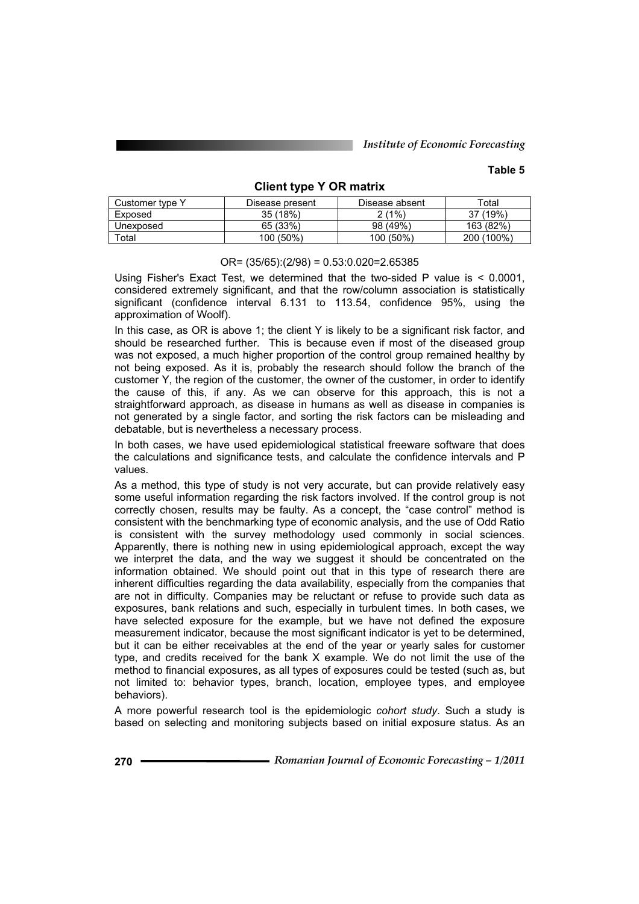**Table 5**

**Client type Y OR matrix**

| Customer type Y | Disease present | Disease absent | Total |
|---|---|---|---|
| Exposed | 35 (18%) | 2 (1%) | 37 (19%) |
| Unexposed | 65 (33%) | 98 (49%) | 163 (82%) |
| Total | 100 (50%) | 100 (50%) | 200 (100%) |

$$OR= (35/65):(2/98) = 0.53:0.020=2.65385$$

Using Fisher's Exact Test, we determined that the two-sided P value is < 0.0001, considered extremely significant, and that the row/column association is statistically significant (confidence interval 6.131 to 113.54, confidence 95%, using the approximation of Woolf).

In this case, as OR is above 1; the client Y is likely to be a significant risk factor, and should be researched further. This is because even if most of the diseased group was not exposed, a much higher proportion of the control group remained healthy by not being exposed. As it is, probably the research should follow the branch of the customer Y, the region of the customer, the owner of the customer, in order to identify the cause of this, if any. As we can observe for this approach, this is not a straightforward approach, as disease in humans as well as disease in companies is not generated by a single factor, and sorting the risk factors can be misleading and debatable, but is nevertheless a necessary process.

In both cases, we have used epidemiological statistical freeware software that does the calculations and significance tests, and calculate the confidence intervals and P values.

As a method, this type of study is not very accurate, but can provide relatively easy some useful information regarding the risk factors involved. If the control group is not correctly chosen, results may be faulty. As a concept, the "case control" method is consistent with the benchmarking type of economic analysis, and the use of Odd Ratio is consistent with the survey methodology used commonly in social sciences. Apparently, there is nothing new in using epidemiological approach, except the way we interpret the data, and the way we suggest it should be concentrated on the information obtained. We should point out that in this type of research there are inherent difficulties regarding the data availability, especially from the companies that are not in difficulty. Companies may be reluctant or refuse to provide such data as exposures, bank relations and such, especially in turbulent times. In both cases, we have selected exposure for the example, but we have not defined the exposure measurement indicator, because the most significant indicator is yet to be determined, but it can be either receivables at the end of the year or yearly sales for customer type, and credits received for the bank X example. We do not limit the use of the method to financial exposures, as all types of exposures could be tested (such as, but not limited to: behavior types, branch, location, employee types, and employee behaviors).

A more powerful research tool is the epidemiologic *cohort study*. Such a study is based on selecting and monitoring subjects based on initial exposure status. As an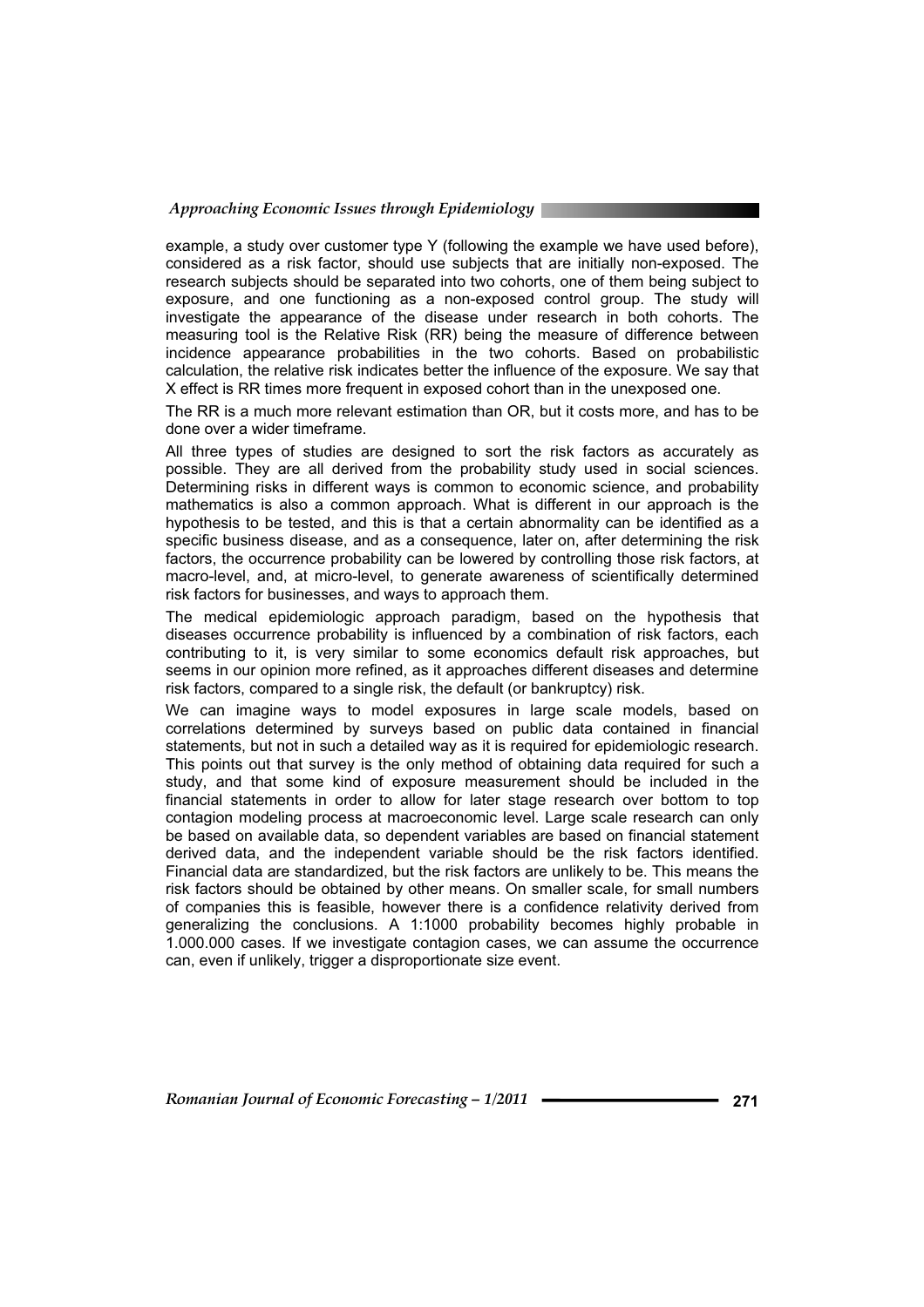example, a study over customer type Y (following the example we have used before), considered as a risk factor, should use subjects that are initially non-exposed. The research subjects should be separated into two cohorts, one of them being subject to exposure, and one functioning as a non-exposed control group. The study will investigate the appearance of the disease under research in both cohorts. The measuring tool is the Relative Risk (RR) being the measure of difference between incidence appearance probabilities in the two cohorts. Based on probabilistic calculation, the relative risk indicates better the influence of the exposure. We say that X effect is RR times more frequent in exposed cohort than in the unexposed one.

The RR is a much more relevant estimation than OR, but it costs more, and has to be done over a wider timeframe.

All three types of studies are designed to sort the risk factors as accurately as possible. They are all derived from the probability study used in social sciences. Determining risks in different ways is common to economic science, and probability mathematics is also a common approach. What is different in our approach is the hypothesis to be tested, and this is that a certain abnormality can be identified as a specific business disease, and as a consequence, later on, after determining the risk factors, the occurrence probability can be lowered by controlling those risk factors, at macro-level, and, at micro-level, to generate awareness of scientifically determined risk factors for businesses, and ways to approach them.

The medical epidemiologic approach paradigm, based on the hypothesis that diseases occurrence probability is influenced by a combination of risk factors, each contributing to it, is very similar to some economics default risk approaches, but seems in our opinion more refined, as it approaches different diseases and determine risk factors, compared to a single risk, the default (or bankruptcy) risk.

We can imagine ways to model exposures in large scale models, based on correlations determined by surveys based on public data contained in financial statements, but not in such a detailed way as it is required for epidemiologic research. This points out that survey is the only method of obtaining data required for such a study, and that some kind of exposure measurement should be included in the financial statements in order to allow for later stage research over bottom to top contagion modeling process at macroeconomic level. Large scale research can only be based on available data, so dependent variables are based on financial statement derived data, and the independent variable should be the risk factors identified. Financial data are standardized, but the risk factors are unlikely to be. This means the risk factors should be obtained by other means. On smaller scale, for small numbers of companies this is feasible, however there is a confidence relativity derived from generalizing the conclusions. A 1:1000 probability becomes highly probable in 1.000.000 cases. If we investigate contagion cases, we can assume the occurrence can, even if unlikely, trigger a disproportionate size event.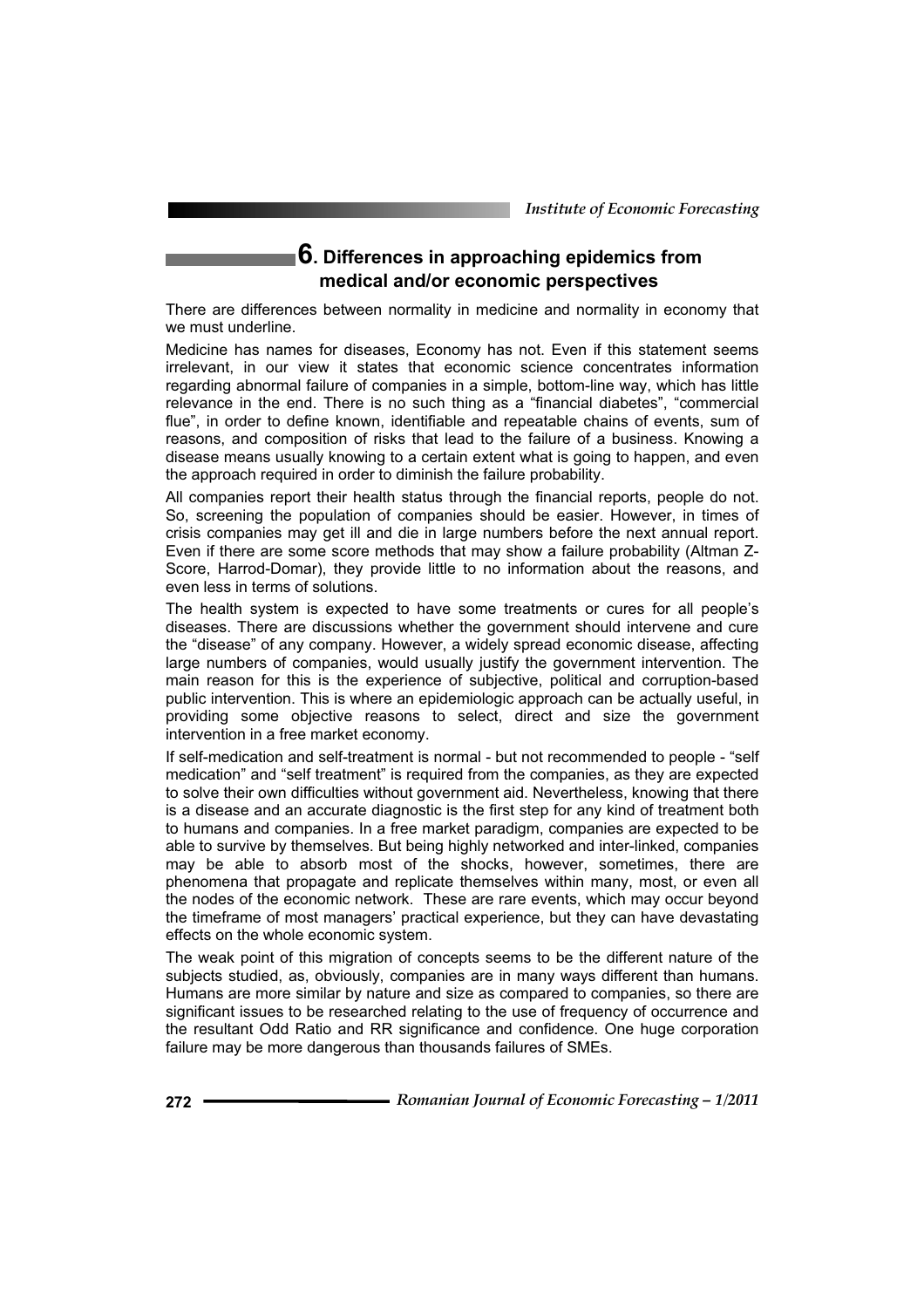## 6. Differences in approaching epidemics from medical and/or economic perspectives

There are differences between normality in medicine and normality in economy that we must underline.

Medicine has names for diseases, Economy has not. Even if this statement seems irrelevant, in our view it states that economic science concentrates information regarding abnormal failure of companies in a simple, bottom-line way, which has little relevance in the end. There is no such thing as a "financial diabetes", "commercial flue", in order to define known, identifiable and repeatable chains of events, sum of reasons, and composition of risks that lead to the failure of a business. Knowing a disease means usually knowing to a certain extent what is going to happen, and even the approach required in order to diminish the failure probability.

All companies report their health status through the financial reports, people do not. So, screening the population of companies should be easier. However, in times of crisis companies may get ill and die in large numbers before the next annual report. Even if there are some score methods that may show a failure probability (Altman Z-Score, Harrod-Domar), they provide little to no information about the reasons, and even less in terms of solutions.

The health system is expected to have some treatments or cures for all people's diseases. There are discussions whether the government should intervene and cure the "disease" of any company. However, a widely spread economic disease, affecting large numbers of companies, would usually justify the government intervention. The main reason for this is the experience of subjective, political and corruption-based public intervention. This is where an epidemiologic approach can be actually useful, in providing some objective reasons to select, direct and size the government intervention in a free market economy.

If self-medication and self-treatment is normal - but not recommended to people - "self medication" and "self treatment" is required from the companies, as they are expected to solve their own difficulties without government aid. Nevertheless, knowing that there is a disease and an accurate diagnostic is the first step for any kind of treatment both to humans and companies. In a free market paradigm, companies are expected to be able to survive by themselves. But being highly networked and inter-linked, companies may be able to absorb most of the shocks, however, sometimes, there are phenomena that propagate and replicate themselves within many, most, or even all the nodes of the economic network. These are rare events, which may occur beyond the timeframe of most managers' practical experience, but they can have devastating effects on the whole economic system.

The weak point of this migration of concepts seems to be the different nature of the subjects studied, as, obviously, companies are in many ways different than humans. Humans are more similar by nature and size as compared to companies, so there are significant issues to be researched relating to the use of frequency of occurrence and the resultant Odd Ratio and RR significance and confidence. One huge corporation failure may be more dangerous than thousands failures of SMEs.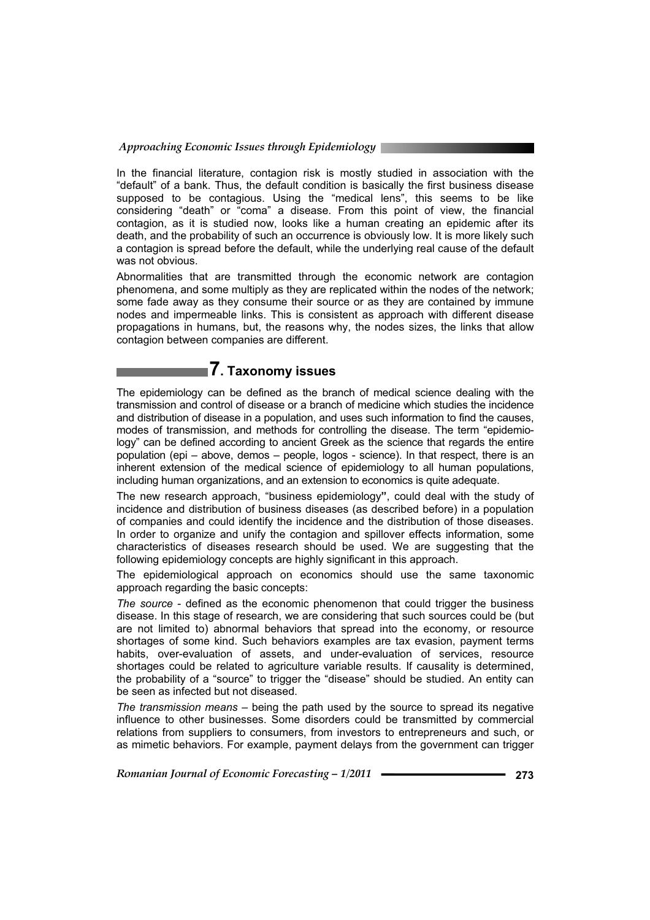In the financial literature, contagion risk is mostly studied in association with the "default" of a bank. Thus, the default condition is basically the first business disease supposed to be contagious. Using the "medical lens", this seems to be like considering "death" or "coma" a disease. From this point of view, the financial contagion, as it is studied now, looks like a human creating an epidemic after its death, and the probability of such an occurrence is obviously low. It is more likely such a contagion is spread before the default, while the underlying real cause of the default was not obvious.

Abnormalities that are transmitted through the economic network are contagion phenomena, and some multiply as they are replicated within the nodes of the network; some fade away as they consume their source or as they are contained by immune nodes and impermeable links. This is consistent as approach with different disease propagations in humans, but, the reasons why, the nodes sizes, the links that allow contagion between companies are different.

## 7. Taxonomy issues

The epidemiology can be defined as the branch of medical science dealing with the transmission and control of disease or a branch of medicine which studies the incidence and distribution of disease in a population, and uses such information to find the causes, modes of transmission, and methods for controlling the disease. The term "epidemiology" can be defined according to ancient Greek as the science that regards the entire population (epi – above, demos – people, logos - science). In that respect, there is an inherent extension of the medical science of epidemiology to all human populations, including human organizations, and an extension to economics is quite adequate.

The new research approach, "business epidemiology", could deal with the study of incidence and distribution of business diseases (as described before) in a population of companies and could identify the incidence and the distribution of those diseases. In order to organize and unify the contagion and spillover effects information, some characteristics of diseases research should be used. We are suggesting that the following epidemiology concepts are highly significant in this approach.

The epidemiological approach on economics should use the same taxonomic approach regarding the basic concepts:

*The source* - defined as the economic phenomenon that could trigger the business disease. In this stage of research, we are considering that such sources could be (but are not limited to) abnormal behaviors that spread into the economy, or resource shortages of some kind. Such behaviors examples are tax evasion, payment terms habits, over-evaluation of assets, and under-evaluation of services, resource shortages could be related to agriculture variable results. If causality is determined, the probability of a "source" to trigger the "disease" should be studied. An entity can be seen as infected but not diseased.

*The transmission means* – being the path used by the source to spread its negative influence to other businesses. Some disorders could be transmitted by commercial relations from suppliers to consumers, from investors to entrepreneurs and such, or as mimetic behaviors. For example, payment delays from the government can trigger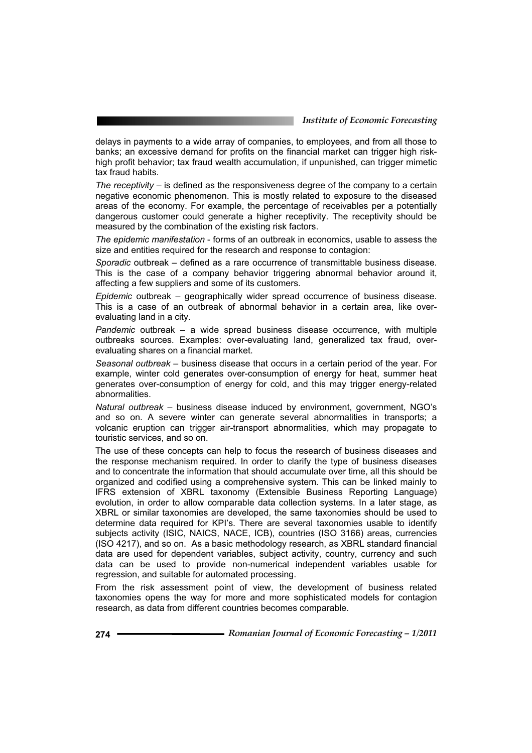delays in payments to a wide array of companies, to employees, and from all those to banks; an excessive demand for profits on the financial market can trigger high risk-high profit behavior; tax fraud wealth accumulation, if unpunished, can trigger mimetic tax fraud habits.

*The receptivity* – is defined as the responsiveness degree of the company to a certain negative economic phenomenon. This is mostly related to exposure to the diseased areas of the economy. For example, the percentage of receivables per a potentially dangerous customer could generate a higher receptivity. The receptivity should be measured by the combination of the existing risk factors.

*The epidemic manifestation* - forms of an outbreak in economics, usable to assess the size and entities required for the research and response to contagion:

*Sporadic* outbreak – defined as a rare occurrence of transmittable business disease. This is the case of a company behavior triggering abnormal behavior around it, affecting a few suppliers and some of its customers.

*Epidemic* outbreak – geographically wider spread occurrence of business disease. This is a case of an outbreak of abnormal behavior in a certain area, like over-evaluating land in a city.

*Pandemic* outbreak – a wide spread business disease occurrence, with multiple outbreaks sources. Examples: over-evaluating land, generalized tax fraud, over-evaluating shares on a financial market.

*Seasonal outbreak* – business disease that occurs in a certain period of the year. For example, winter cold generates over-consumption of energy for heat, summer heat generates over-consumption of energy for cold, and this may trigger energy-related abnormalities.

*Natural outbreak* – business disease induced by environment, government, NGO's and so on. A severe winter can generate several abnormalities in transports; a volcanic eruption can trigger air-transport abnormalities, which may propagate to touristic services, and so on.

The use of these concepts can help to focus the research of business diseases and the response mechanism required. In order to clarify the type of business diseases and to concentrate the information that should accumulate over time, all this should be organized and codified using a comprehensive system. This can be linked mainly to IFRS extension of XBRL taxonomy (Extensible Business Reporting Language) evolution, in order to allow comparable data collection systems. In a later stage, as XBRL or similar taxonomies are developed, the same taxonomies should be used to determine data required for KPI's. There are several taxonomies usable to identify subjects activity (ISIC, NAICS, NACE, ICB), countries (ISO 3166) areas, currencies (ISO 4217), and so on. As a basic methodology research, as XBRL standard financial data are used for dependent variables, subject activity, country, currency and such data can be used to provide non-numerical independent variables usable for regression, and suitable for automated processing.

From the risk assessment point of view, the development of business related taxonomies opens the way for more and more sophisticated models for contagion research, as data from different countries becomes comparable.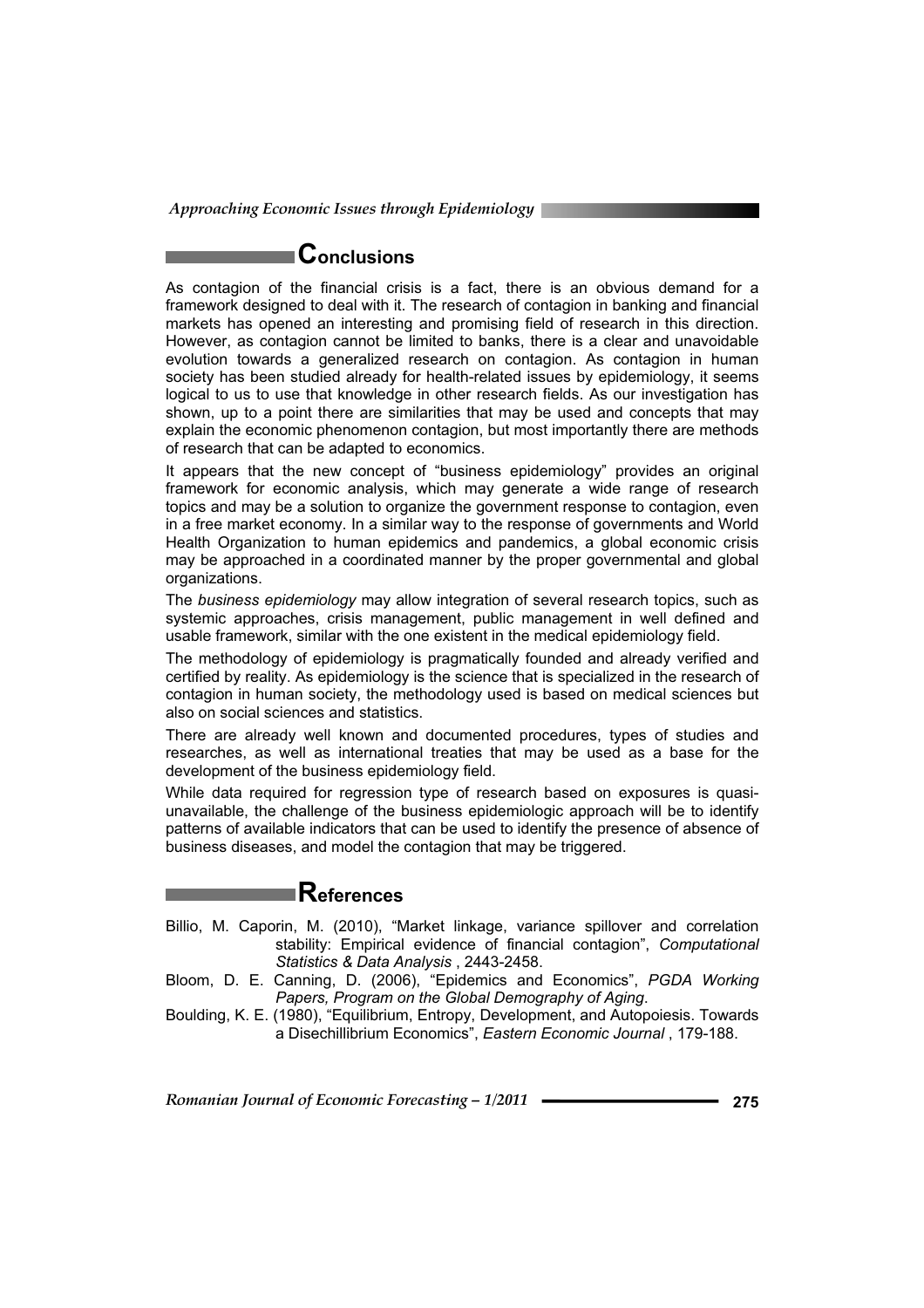## Conclusions

As contagion of the financial crisis is a fact, there is an obvious demand for a framework designed to deal with it. The research of contagion in banking and financial markets has opened an interesting and promising field of research in this direction. However, as contagion cannot be limited to banks, there is a clear and unavoidable evolution towards a generalized research on contagion. As contagion in human society has been studied already for health-related issues by epidemiology, it seems logical to us to use that knowledge in other research fields. As our investigation has shown, up to a point there are similarities that may be used and concepts that may explain the economic phenomenon contagion, but most importantly there are methods of research that can be adapted to economics.

It appears that the new concept of "business epidemiology" provides an original framework for economic analysis, which may generate a wide range of research topics and may be a solution to organize the government response to contagion, even in a free market economy. In a similar way to the response of governments and World Health Organization to human epidemics and pandemics, a global economic crisis may be approached in a coordinated manner by the proper governmental and global organizations.

The *business epidemiology* may allow integration of several research topics, such as systemic approaches, crisis management, public management in well defined and usable framework, similar with the one existent in the medical epidemiology field.

The methodology of epidemiology is pragmatically founded and already verified and certified by reality. As epidemiology is the science that is specialized in the research of contagion in human society, the methodology used is based on medical sciences but also on social sciences and statistics.

There are already well known and documented procedures, types of studies and researches, as well as international treaties that may be used as a base for the development of the business epidemiology field.

While data required for regression type of research based on exposures is quasi-unavailable, the challenge of the business epidemiologic approach will be to identify patterns of available indicators that can be used to identify the presence of absence of business diseases, and model the contagion that may be triggered.

## References

Billio, M. Caporin, M. (2010), "Market linkage, variance spillover and correlation stability: Empirical evidence of financial contagion", *Computational Statistics & Data Analysis* , 2443-2458.

Bloom, D. E. Canning, D. (2006), "Epidemics and Economics", *PGDA Working Papers, Program on the Global Demography of Aging*.

Boulding, K. E. (1980), "Equilibrium, Entropy, Development, and Autopoiesis. Towards a Disechillibrium Economics", *Eastern Economic Journal* , 179-188.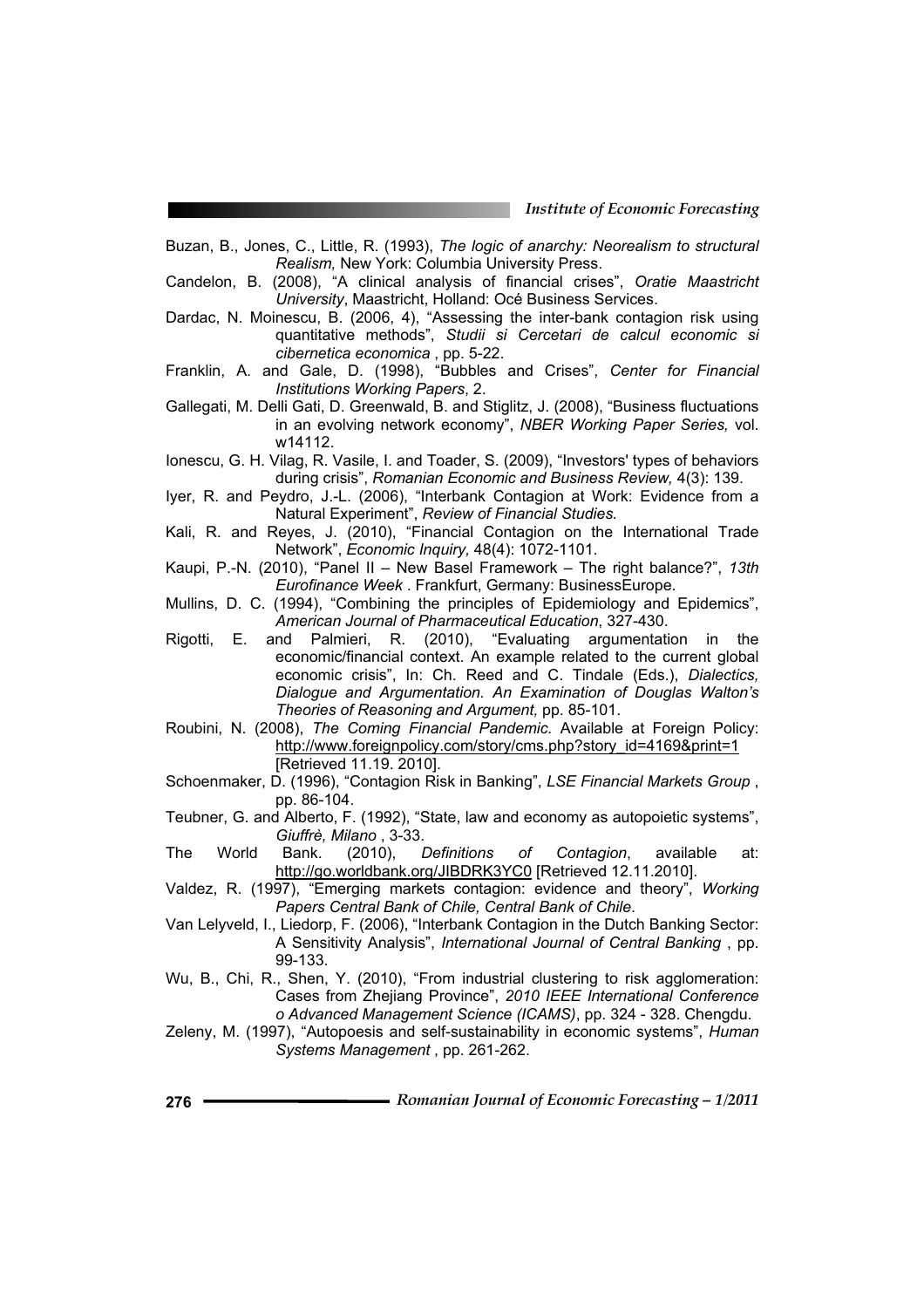Buzan, B., Jones, C., Little, R. (1993), *The logic of anarchy: Neorealism to structural Realism,* New York: Columbia University Press.

Candelon, B. (2008), "A clinical analysis of financial crises", *Oratie Maastricht University*, Maastricht, Holland: Océ Business Services.

Dardac, N. Moinescu, B. (2006, 4), "Assessing the inter-bank contagion risk using quantitative methods", *Studii si Cercetari de calcul economic si cibernetica economica* , pp. 5-22.

Franklin, A. and Gale, D. (1998), "Bubbles and Crises", *Center for Financial Institutions Working Papers*, 2.

Gallegati, M. Delli Gati, D. Greenwald, B. and Stiglitz, J. (2008), "Business fluctuations in an evolving network economy", *NBER Working Paper Series,* vol. w14112.

Ionescu, G. H. Vilag, R. Vasile, I. and Toader, S. (2009), "Investors' types of behaviors during crisis", *Romanian Economic and Business Review,* 4(3): 139.

Iyer, R. and Peydro, J.-L. (2006), "Interbank Contagion at Work: Evidence from a Natural Experiment", *Review of Financial Studies.*

Kali, R. and Reyes, J. (2010), "Financial Contagion on the International Trade Network", *Economic Inquiry,* 48(4): 1072-1101.

Kaupi, P.-N. (2010), "Panel II – New Basel Framework – The right balance?", *13th Eurofinance Week* . Frankfurt, Germany: BusinessEurope.

Mullins, D. C. (1994), "Combining the principles of Epidemiology and Epidemics", *American Journal of Pharmaceutical Education*, 327-430.

Rigotti, E. and Palmieri, R. (2010), "Evaluating argumentation in the economic/financial context. An example related to the current global economic crisis", In: Ch. Reed and C. Tindale (Eds.), *Dialectics, Dialogue and Argumentation. An Examination of Douglas Walton's Theories of Reasoning and Argument,* pp. 85-101.

Roubini, N. (2008), *The Coming Financial Pandemic.* Available at Foreign Policy: http://www.foreignpolicy.com/story/cms.php?story_id=4169&print=1 [Retrieved 11.19. 2010].

Schoenmaker, D. (1996), "Contagion Risk in Banking", *LSE Financial Markets Group* , pp. 86-104.

Teubner, G. and Alberto, F. (1992), "State, law and economy as autopoietic systems", *Giuffrè, Milano* , 3-33.

The World Bank. (2010), *Definitions of Contagion*, available at: http://go.worldbank.org/JIBDRK3YC0 [Retrieved 12.11.2010].

Valdez, R. (1997), "Emerging markets contagion: evidence and theory", *Working Papers Central Bank of Chile, Central Bank of Chile*.

Van Lelyveld, I., Liedorp, F. (2006), "Interbank Contagion in the Dutch Banking Sector: A Sensitivity Analysis", *International Journal of Central Banking* , pp. 99-133.

Wu, B., Chi, R., Shen, Y. (2010), "From industrial clustering to risk agglomeration: Cases from Zhejiang Province", *2010 IEEE International Conference o Advanced Management Science (ICAMS)*, pp. 324 - 328. Chengdu.

Zeleny, M. (1997), "Autopoesis and self-sustainability in economic systems", *Human Systems Management* , pp. 261-262.